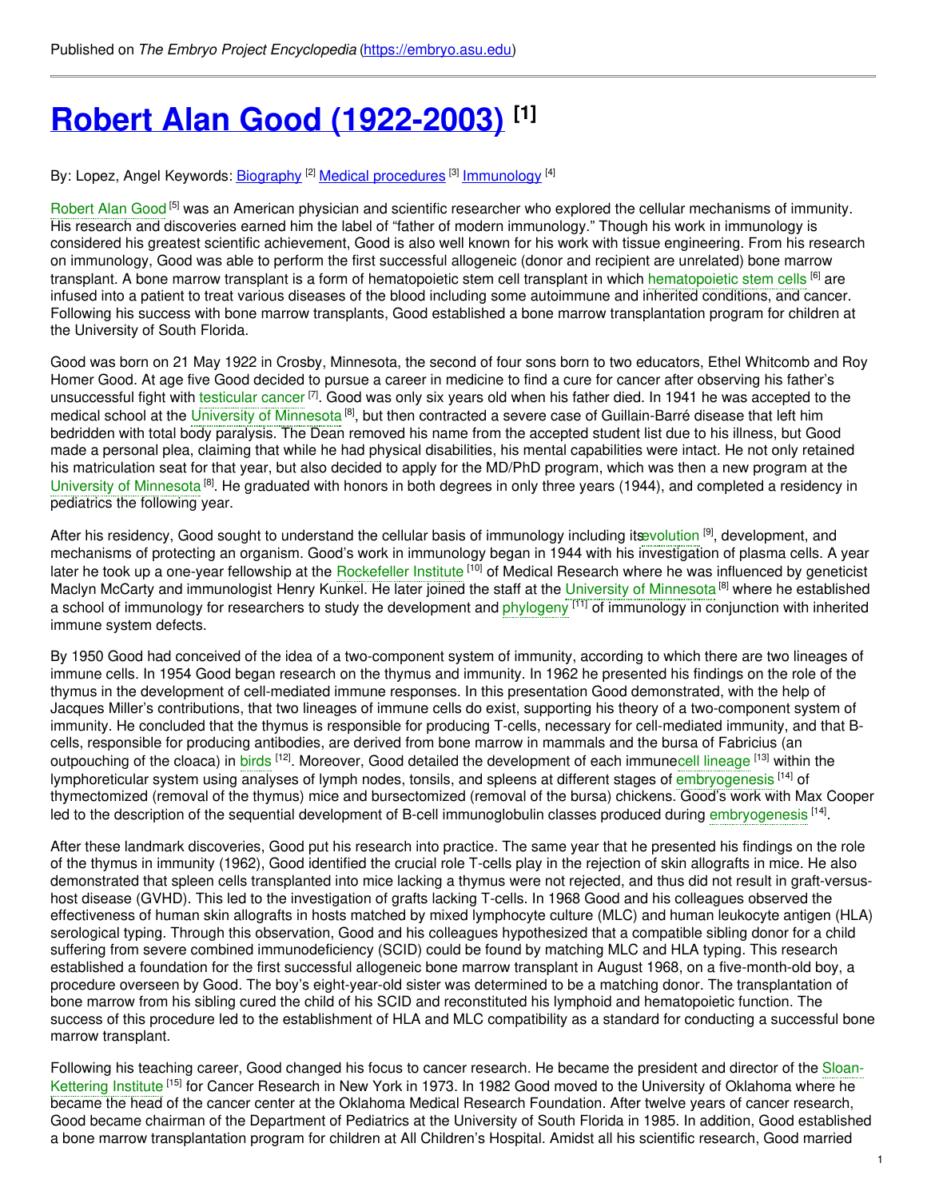Published on *The Embryo Project Encyclopedia* (https://embryo.asu.edu)

# Robert Alan Good (1922-2003) [1]

By: Lopez, Angel Keywords: Biography [2] Medical procedures [3] Immunology [4]

Robert Alan Good [5] was an American physician and scientific researcher who explored the cellular mechanisms of immunity. His research and discoveries earned him the label of "father of modern immunology." Though his work in immunology is considered his greatest scientific achievement, Good is also well known for his work with tissue engineering. From his research on immunology, Good was able to perform the first successful allogeneic (donor and recipient are unrelated) bone marrow transplant. A bone marrow transplant is a form of hematopoietic stem cell transplant in which hematopoietic stem cells [6] are infused into a patient to treat various diseases of the blood including some autoimmune and inherited conditions, and cancer. Following his success with bone marrow transplants, Good established a bone marrow transplantation program for children at the University of South Florida.

Good was born on 21 May 1922 in Crosby, Minnesota, the second of four sons born to two educators, Ethel Whitcomb and Roy Homer Good. At age five Good decided to pursue a career in medicine to find a cure for cancer after observing his father's unsuccessful fight with testicular cancer [7]. Good was only six years old when his father died. In 1941 he was accepted to the medical school at the University of Minnesota [8], but then contracted a severe case of Guillain-Barré disease that left him bedridden with total body paralysis. The Dean removed his name from the accepted student list due to his illness, but Good made a personal plea, claiming that while he had physical disabilities, his mental capabilities were intact. He not only retained his matriculation seat for that year, but also decided to apply for the MD/PhD program, which was then a new program at the University of Minnesota [8]. He graduated with honors in both degrees in only three years (1944), and completed a residency in pediatrics the following year.

After his residency, Good sought to understand the cellular basis of immunology including its evolution [9], development, and mechanisms of protecting an organism. Good's work in immunology began in 1944 with his investigation of plasma cells. A year later he took up a one-year fellowship at the Rockefeller Institute [10] of Medical Research where he was influenced by geneticist Maclyn McCarty and immunologist Henry Kunkel. He later joined the staff at the University of Minnesota [8] where he established a school of immunology for researchers to study the development and phylogeny [11] of immunology in conjunction with inherited immune system defects.

By 1950 Good had conceived of the idea of a two-component system of immunity, according to which there are two lineages of immune cells. In 1954 Good began research on the thymus and immunity. In 1962 he presented his findings on the role of the thymus in the development of cell-mediated immune responses. In this presentation Good demonstrated, with the help of Jacques Miller's contributions, that two lineages of immune cells do exist, supporting his theory of a two-component system of immunity. He concluded that the thymus is responsible for producing T-cells, necessary for cell-mediated immunity, and that B-cells, responsible for producing antibodies, are derived from bone marrow in mammals and the bursa of Fabricius (an outpouching of the cloaca) in birds [12]. Moreover, Good detailed the development of each immune cell lineage [13] within the lymphoreticular system using analyses of lymph nodes, tonsils, and spleens at different stages of embryogenesis [14] of thymectomized (removal of the thymus) mice and bursectomized (removal of the bursa) chickens. Good's work with Max Cooper led to the description of the sequential development of B-cell immunoglobulin classes produced during embryogenesis [14].

After these landmark discoveries, Good put his research into practice. The same year that he presented his findings on the role of the thymus in immunity (1962), Good identified the crucial role T-cells play in the rejection of skin allografts in mice. He also demonstrated that spleen cells transplanted into mice lacking a thymus were not rejected, and thus did not result in graft-versus-host disease (GVHD). This led to the investigation of grafts lacking T-cells. In 1968 Good and his colleagues observed the effectiveness of human skin allografts in hosts matched by mixed lymphocyte culture (MLC) and human leukocyte antigen (HLA) serological typing. Through this observation, Good and his colleagues hypothesized that a compatible sibling donor for a child suffering from severe combined immunodeficiency (SCID) could be found by matching MLC and HLA typing. This research established a foundation for the first successful allogeneic bone marrow transplant in August 1968, on a five-month-old boy, a procedure overseen by Good. The boy's eight-year-old sister was determined to be a matching donor. The transplantation of bone marrow from his sibling cured the child of his SCID and reconstituted his lymphoid and hematopoietic function. The success of this procedure led to the establishment of HLA and MLC compatibility as a standard for conducting a successful bone marrow transplant.

Following his teaching career, Good changed his focus to cancer research. He became the president and director of the Sloan-Kettering Institute [15] for Cancer Research in New York in 1973. In 1982 Good moved to the University of Oklahoma where he became the head of the cancer center at the Oklahoma Medical Research Foundation. After twelve years of cancer research, Good became chairman of the Department of Pediatrics at the University of South Florida in 1985. In addition, Good established a bone marrow transplantation program for children at All Children's Hospital. Amidst all his scientific research, Good married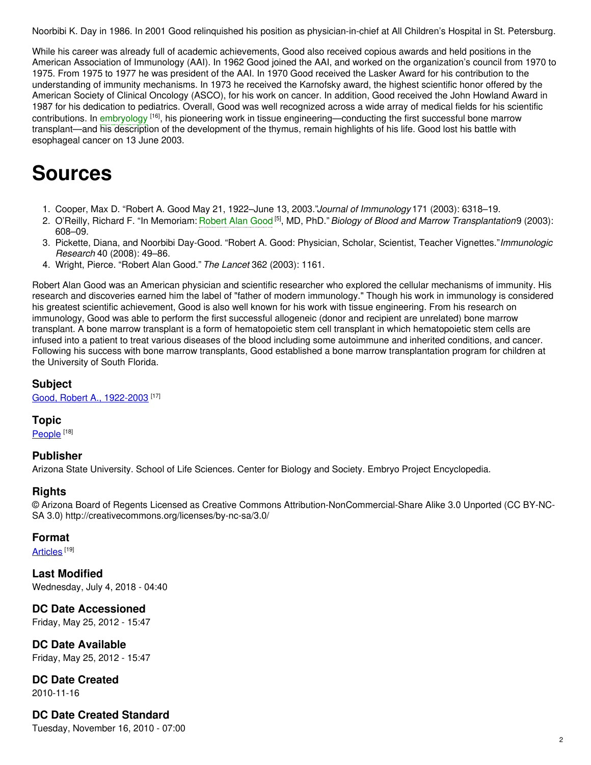Noorbibi K. Day in 1986. In 2001 Good relinquished his position as physician-in-chief at All Children's Hospital in St. Petersburg.

While his career was already full of academic achievements, Good also received copious awards and held positions in the American Association of Immunology (AAI). In 1962 Good joined the AAI, and worked on the organization's council from 1970 to 1975. From 1975 to 1977 he was president of the AAI. In 1970 Good received the Lasker Award for his contribution to the understanding of immunity mechanisms. In 1973 he received the Karnofsky award, the highest scientific honor offered by the American Society of Clinical Oncology (ASCO), for his work on cancer. In addition, Good received the John Howland Award in 1987 for his dedication to pediatrics. Overall, Good was well recognized across a wide array of medical fields for his scientific contributions. In embryology [16], his pioneering work in tissue engineering—conducting the first successful bone marrow transplant—and his description of the development of the thymus, remain highlights of his life. Good lost his battle with esophageal cancer on 13 June 2003.

# Sources

1. Cooper, Max D. "Robert A. Good May 21, 1922–June 13, 2003." *Journal of Immunology* 171 (2003): 6318–19.
2. O'Reilly, Richard F. "In Memoriam: Robert Alan Good [5], MD, PhD." *Biology of Blood and Marrow Transplantation* 9 (2003): 608–09.
3. Pickette, Diana, and Noorbibi Day-Good. "Robert A. Good: Physician, Scholar, Scientist, Teacher Vignettes." *Immunologic Research* 40 (2008): 49–86.
4. Wright, Pierce. "Robert Alan Good." *The Lancet* 362 (2003): 1161.

Robert Alan Good was an American physician and scientific researcher who explored the cellular mechanisms of immunity. His research and discoveries earned him the label of "father of modern immunology." Though his work in immunology is considered his greatest scientific achievement, Good is also well known for his work with tissue engineering. From his research on immunology, Good was able to perform the first successful allogeneic (donor and recipient are unrelated) bone marrow transplant. A bone marrow transplant is a form of hematopoietic stem cell transplant in which hematopoietic stem cells are infused into a patient to treat various diseases of the blood including some autoimmune and inherited conditions, and cancer. Following his success with bone marrow transplants, Good established a bone marrow transplantation program for children at the University of South Florida.

### Subject

Good, Robert A., 1922-2003 [17]

### Topic

People [18]

### Publisher

Arizona State University. School of Life Sciences. Center for Biology and Society. Embryo Project Encyclopedia.

### Rights

© Arizona Board of Regents Licensed as Creative Commons Attribution-NonCommercial-Share Alike 3.0 Unported (CC BY-NC-SA 3.0) http://creativecommons.org/licenses/by-nc-sa/3.0/

### Format

Articles [19]

### Last Modified

Wednesday, July 4, 2018 - 04:40

### DC Date Accessioned

Friday, May 25, 2012 - 15:47

### DC Date Available

Friday, May 25, 2012 - 15:47

### DC Date Created

2010-11-16

### DC Date Created Standard

Tuesday, November 16, 2010 - 07:00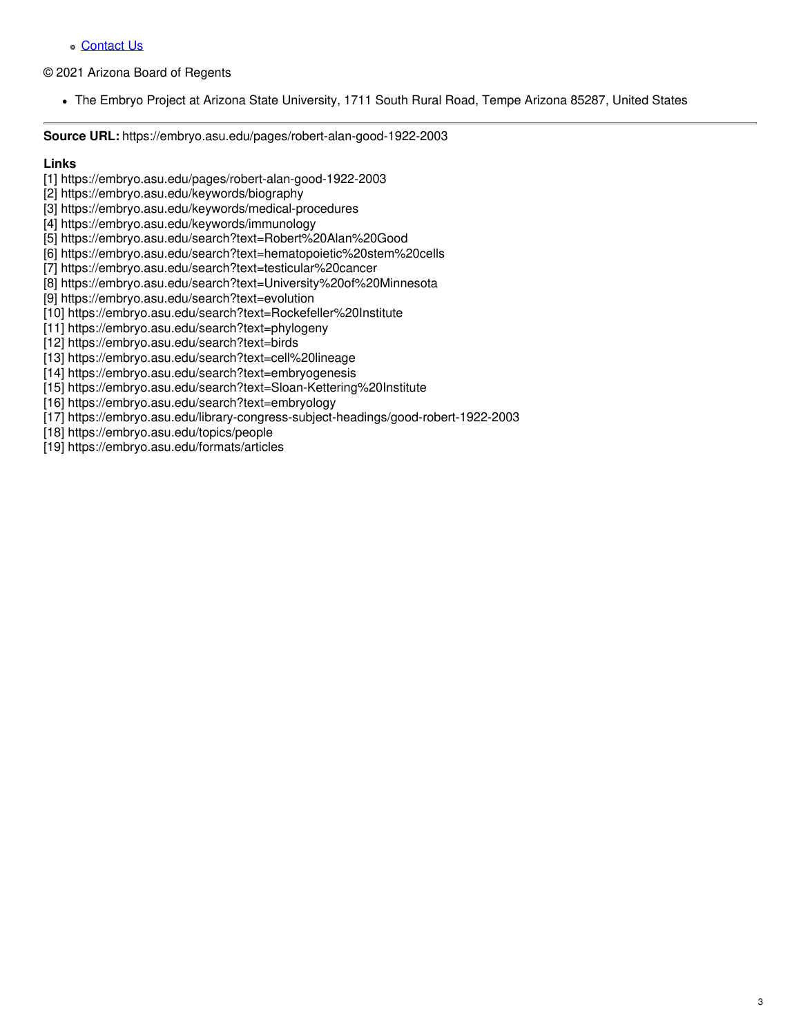- Contact Us

© 2021 Arizona Board of Regents

- The Embryo Project at Arizona State University, 1711 South Rural Road, Tempe Arizona 85287, United States

---

**Source URL:** https://embryo.asu.edu/pages/robert-alan-good-1922-2003

**Links**

[1] https://embryo.asu.edu/pages/robert-alan-good-1922-2003
[2] https://embryo.asu.edu/keywords/biography
[3] https://embryo.asu.edu/keywords/medical-procedures
[4] https://embryo.asu.edu/keywords/immunology
[5] https://embryo.asu.edu/search?text=Robert%20Alan%20Good
[6] https://embryo.asu.edu/search?text=hematopoietic%20stem%20cells
[7] https://embryo.asu.edu/search?text=testicular%20cancer
[8] https://embryo.asu.edu/search?text=University%20of%20Minnesota
[9] https://embryo.asu.edu/search?text=evolution
[10] https://embryo.asu.edu/search?text=Rockefeller%20Institute
[11] https://embryo.asu.edu/search?text=phylogeny
[12] https://embryo.asu.edu/search?text=birds
[13] https://embryo.asu.edu/search?text=cell%20lineage
[14] https://embryo.asu.edu/search?text=embryogenesis
[15] https://embryo.asu.edu/search?text=Sloan-Kettering%20Institute
[16] https://embryo.asu.edu/search?text=embryology
[17] https://embryo.asu.edu/library-congress-subject-headings/good-robert-1922-2003
[18] https://embryo.asu.edu/topics/people
[19] https://embryo.asu.edu/formats/articles